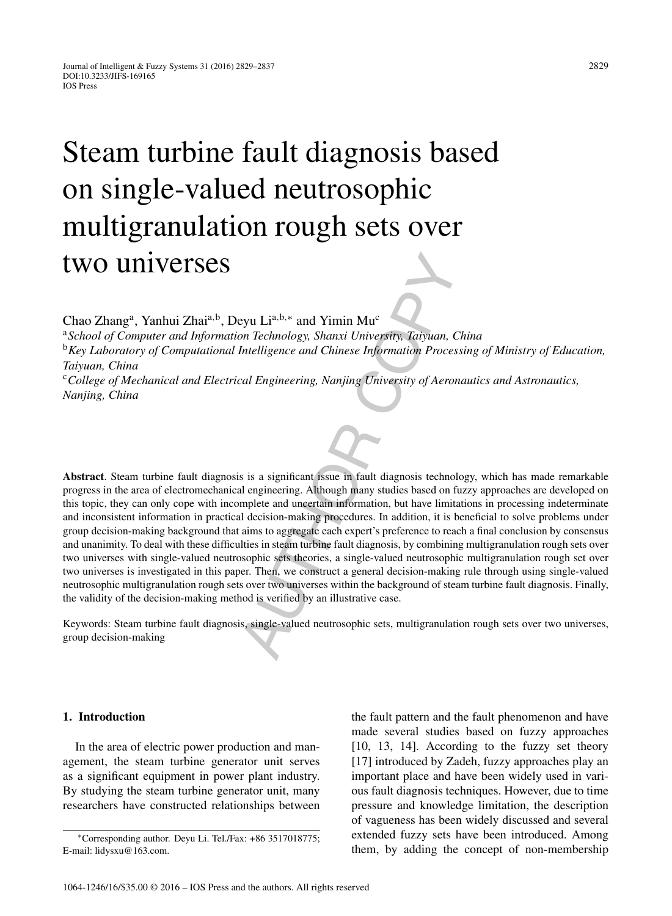# Steam turbine fault diagnosis based on single-valued neutrosophic multigranulation rough sets over two universes

Chao Zhang[a], Yanhui Zhai[a,b], Deyu Li[a,b,*] and Yimin Mu[c]

[a]*School of Computer and Information Technology, Shanxi University, Taiyuan, China*

[b]*Key Laboratory of Computational Intelligence and Chinese Information Processing of Ministry of Education, Taiyuan, China*

[c]*College of Mechanical and Electrical Engineering, Nanjing University of Aeronautics and Astronautics, Nanjing, China*

**Abstract**. Steam turbine fault diagnosis is a significant issue in fault diagnosis technology, which has made remarkable progress in the area of electromechanical engineering. Although many studies based on fuzzy approaches are developed on this topic, they can only cope with incomplete and uncertain information, but have limitations in processing indeterminate and inconsistent information in practical decision-making procedures. In addition, it is beneficial to solve problems under group decision-making background that aims to aggregate each expert's preference to reach a final conclusion by consensus and unanimity. To deal with these difficulties in steam turbine fault diagnosis, by combining multigranulation rough sets over two universes with single-valued neutrosophic sets theories, a single-valued neutrosophic multigranulation rough set over two universes is investigated in this paper. Then, we construct a general decision-making rule through using single-valued neutrosophic multigranulation rough sets over two universes within the background of steam turbine fault diagnosis. Finally, the validity of the decision-making method is verified by an illustrative case.

Keywords: Steam turbine fault diagnosis, single-valued neutrosophic sets, multigranulation rough sets over two universes, group decision-making

## 1. Introduction

In the area of electric power production and management, the steam turbine generator unit serves as a significant equipment in power plant industry. By studying the steam turbine generator unit, many researchers have constructed relationships between the fault pattern and the fault phenomenon and have made several studies based on fuzzy approaches [10, 13, 14]. According to the fuzzy set theory [17] introduced by Zadeh, fuzzy approaches play an important place and have been widely used in various fault diagnosis techniques. However, due to time pressure and knowledge limitation, the description of vagueness has been widely discussed and several extended fuzzy sets have been introduced. Among them, by adding the concept of non-membership

*Corresponding author. Deyu Li. Tel./Fax: +86 3517018775; E-mail: lidysxu@163.com.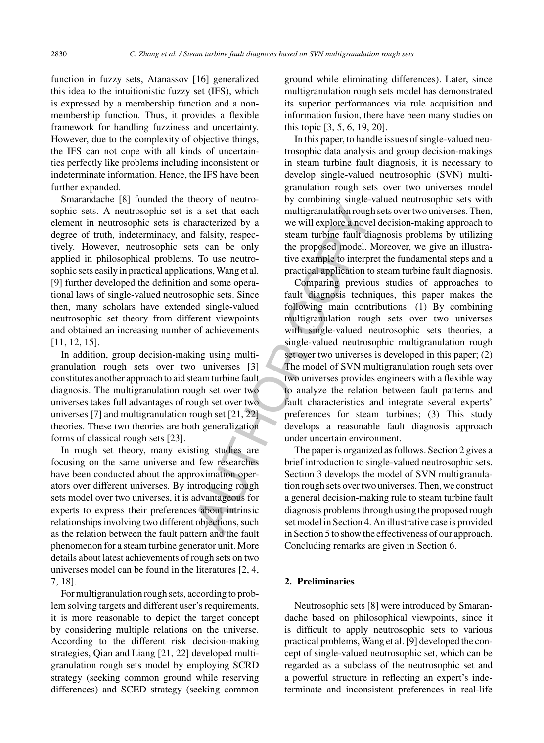function in fuzzy sets, Atanassov [16] generalized this idea to the intuitionistic fuzzy set (IFS), which is expressed by a membership function and a non-membership function. Thus, it provides a flexible framework for handling fuzziness and uncertainty. However, due to the complexity of objective things, the IFS can not cope with all kinds of uncertainties perfectly like problems including inconsistent or indeterminate information. Hence, the IFS have been further expanded.

Smarandache [8] founded the theory of neutrosophic sets. A neutrosophic set is a set that each element in neutrosophic sets is characterized by a degree of truth, indeterminacy, and falsity, respectively. However, neutrosophic sets can be only applied in philosophical problems. To use neutrosophic sets easily in practical applications, Wang et al. [9] further developed the definition and some operational laws of single-valued neutrosophic sets. Since then, many scholars have extended single-valued neutrosophic set theory from different viewpoints and obtained an increasing number of achievements [11, 12, 15].

In addition, group decision-making using multigranulation rough sets over two universes [3] constitutes another approach to aid steam turbine fault diagnosis. The multigranulation rough set over two universes takes full advantages of rough set over two universes [7] and multigranulation rough set [21, 22] theories. These two theories are both generalization forms of classical rough sets [23].

In rough set theory, many existing studies are focusing on the same universe and few researches have been conducted about the approximation operators over different universes. By introducing rough sets model over two universes, it is advantageous for experts to express their preferences about intrinsic relationships involving two different objections, such as the relation between the fault pattern and the fault phenomenon for a steam turbine generator unit. More details about latest achievements of rough sets on two universes model can be found in the literatures [2, 4, 7, 18].

For multigranulation rough sets, according to problem solving targets and different user's requirements, it is more reasonable to depict the target concept by considering multiple relations on the universe. According to the different risk decision-making strategies, Qian and Liang [21, 22] developed multigranulation rough sets model by employing SCRD strategy (seeking common ground while reserving differences) and SCED strategy (seeking common ground while eliminating differences). Later, since multigranulation rough sets model has demonstrated its superior performances via rule acquisition and information fusion, there have been many studies on this topic [3, 5, 6, 19, 20].

In this paper, to handle issues of single-valued neutrosophic data analysis and group decision-makings in steam turbine fault diagnosis, it is necessary to develop single-valued neutrosophic (SVN) multigranulation rough sets over two universes model by combining single-valued neutrosophic sets with multigranulation rough sets over two universes. Then, we will explore a novel decision-making approach to steam turbine fault diagnosis problems by utilizing the proposed model. Moreover, we give an illustrative example to interpret the fundamental steps and a practical application to steam turbine fault diagnosis.

Comparing previous studies of approaches to fault diagnosis techniques, this paper makes the following main contributions: (1) By combining multigranulation rough sets over two universes with single-valued neutrosophic sets theories, a single-valued neutrosophic multigranulation rough set over two universes is developed in this paper; (2) The model of SVN multigranulation rough sets over two universes provides engineers with a flexible way to analyze the relation between fault patterns and fault characteristics and integrate several experts' preferences for steam turbines; (3) This study develops a reasonable fault diagnosis approach under uncertain environment.

The paper is organized as follows. Section 2 gives a brief introduction to single-valued neutrosophic sets. Section 3 develops the model of SVN multigranulation rough sets over two universes. Then, we construct a general decision-making rule to steam turbine fault diagnosis problems through using the proposed rough set model in Section 4. An illustrative case is provided in Section 5 to show the effectiveness of our approach. Concluding remarks are given in Section 6.

## 2. Preliminaries

Neutrosophic sets [8] were introduced by Smarandache based on philosophical viewpoints, since it is difficult to apply neutrosophic sets to various practical problems, Wang et al. [9] developed the concept of single-valued neutrosophic set, which can be regarded as a subclass of the neutrosophic set and a powerful structure in reflecting an expert's indeterminate and inconsistent preferences in real-life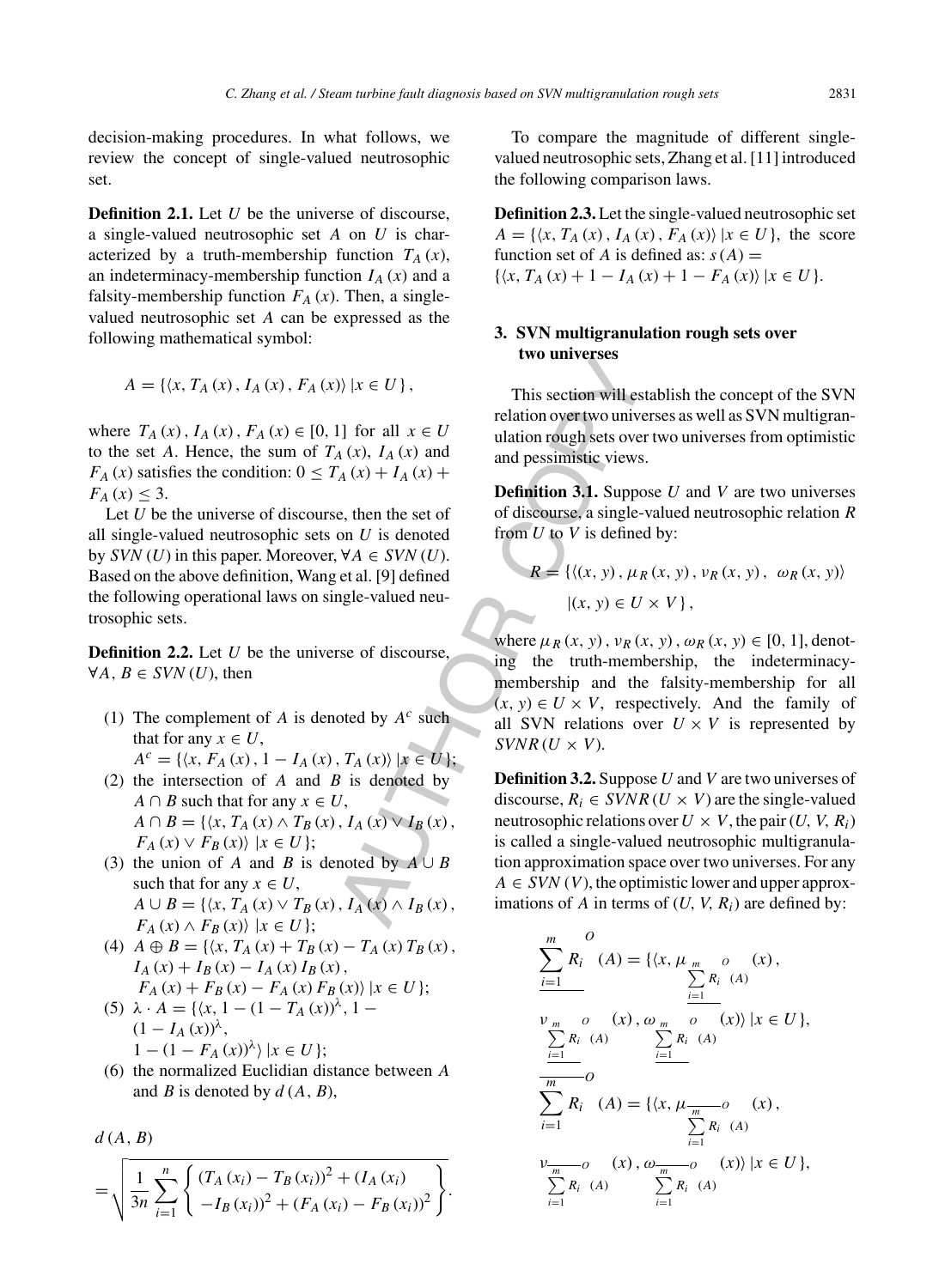decision-making procedures. In what follows, we review the concept of single-valued neutrosophic set.

**Definition 2.1.** Let $U$ be the universe of discourse, a single-valued neutrosophic set $A$ on $U$ is characterized by a truth-membership function $T_A(x)$, an indeterminacy-membership function $I_A(x)$ and a falsity-membership function $F_A(x)$. Then, a single-valued neutrosophic set $A$ can be expressed as the following mathematical symbol:

$$A = \{\langle x, T_A(x), I_A(x), F_A(x)\rangle \mid x \in U\},$$

where $T_A(x), I_A(x), F_A(x) \in [0, 1]$ for all $x \in U$ to the set $A$. Hence, the sum of $T_A(x)$, $I_A(x)$ and $F_A(x)$ satisfies the condition: $0 \le T_A(x) + I_A(x) + F_A(x) \le 3$.

Let $U$ be the universe of discourse, then the set of all single-valued neutrosophic sets on $U$ is denoted by $SVN(U)$ in this paper. Moreover, $\forall A \in SVN(U)$. Based on the above definition, Wang et al. [9] defined the following operational laws on single-valued neutrosophic sets.

**Definition 2.2.** Let $U$ be the universe of discourse, $\forall A, B \in SVN(U)$, then

(1) The complement of $A$ is denoted by $A^c$ such that for any $x \in U$,
$A^c = \{\langle x, F_A(x), 1 - I_A(x), T_A(x)\rangle \mid x \in U\}$;

(2) the intersection of $A$ and $B$ is denoted by $A \cap B$ such that for any $x \in U$,
$A \cap B = \{\langle x, T_A(x) \wedge T_B(x), I_A(x) \vee I_B(x), F_A(x) \vee F_B(x)\rangle \mid x \in U\}$;

(3) the union of $A$ and $B$ is denoted by $A \cup B$ such that for any $x \in U$,
$A \cup B = \{\langle x, T_A(x) \vee T_B(x), I_A(x) \wedge I_B(x), F_A(x) \wedge F_B(x)\rangle \mid x \in U\}$;

(4) $A \oplus B = \{\langle x, T_A(x) + T_B(x) - T_A(x)T_B(x), I_A(x) + I_B(x) - I_A(x)I_B(x), F_A(x) + F_B(x) - F_A(x)F_B(x)\rangle \mid x \in U\}$;

(5) $\lambda \cdot A = \{\langle x, 1 - (1 - T_A(x))^\lambda, 1 - (1 - I_A(x))^\lambda, 1 - (1 - F_A(x))^\lambda\rangle \mid x \in U\}$;

(6) the normalized Euclidian distance between $A$ and $B$ is denoted by $d(A, B)$,

$$d(A, B) = \sqrt{\frac{1}{3n}\sum_{i=1}^{n}\left\{\begin{array}{l}(T_A(x_i) - T_B(x_i))^2 + (I_A(x_i) \\ -I_B(x_i))^2 + (F_A(x_i) - F_B(x_i))^2\end{array}\right\}}.$$

To compare the magnitude of different single-valued neutrosophic sets, Zhang et al. [11] introduced the following comparison laws.

**Definition 2.3.** Let the single-valued neutrosophic set $A = \{\langle x, T_A(x), I_A(x), F_A(x)\rangle \mid x \in U\}$, the score function set of $A$ is defined as: $s(A) = \{\langle x, T_A(x) + 1 - I_A(x) + 1 - F_A(x)\rangle \mid x \in U\}$.

## 3. SVN multigranulation rough sets over two universes

This section will establish the concept of the SVN relation over two universes as well as SVN multigranulation rough sets over two universes from optimistic and pessimistic views.

**Definition 3.1.** Suppose $U$ and $V$ are two universes of discourse, a single-valued neutrosophic relation $R$ from $U$ to $V$ is defined by:

$$R = \{\langle (x, y), \mu_R(x, y), \nu_R(x, y), \omega_R(x, y)\rangle \mid (x, y) \in U \times V\},$$

where $\mu_R(x, y), \nu_R(x, y), \omega_R(x, y) \in [0, 1]$, denoting the truth-membership, the indeterminacy-membership and the falsity-membership for all $(x, y) \in U \times V$, respectively. And the family of all SVN relations over $U \times V$ is represented by $SVNR(U \times V)$.

**Definition 3.2.** Suppose $U$ and $V$ are two universes of discourse, $R_i \in SVNR(U \times V)$ are the single-valued neutrosophic relations over $U \times V$, the pair $(U, V, R_i)$ is called a single-valued neutrosophic multigranulation approximation space over two universes. For any $A \in SVN(V)$, the optimistic lower and upper approximations of $A$ in terms of $(U, V, R_i)$ are defined by:

$$\underline{\sum_{i=1}^{m} R_i}^{O}(A) = \{\langle x, \mu_{\underline{\sum_{i=1}^{m} R_i}^{O}(A)}(x), \nu_{\underline{\sum_{i=1}^{m} R_i}^{O}(A)}(x), \omega_{\underline{\sum_{i=1}^{m} R_i}^{O}(A)}(x)\rangle \mid x \in U\},$$

$$\overline{\sum_{i=1}^{m} R_i}^{O}(A) = \{\langle x, \mu_{\overline{\sum_{i=1}^{m} R_i}^{O}(A)}(x), \nu_{\overline{\sum_{i=1}^{m} R_i}^{O}(A)}(x), \omega_{\overline{\sum_{i=1}^{m} R_i}^{O}(A)}(x)\rangle \mid x \in U\},$$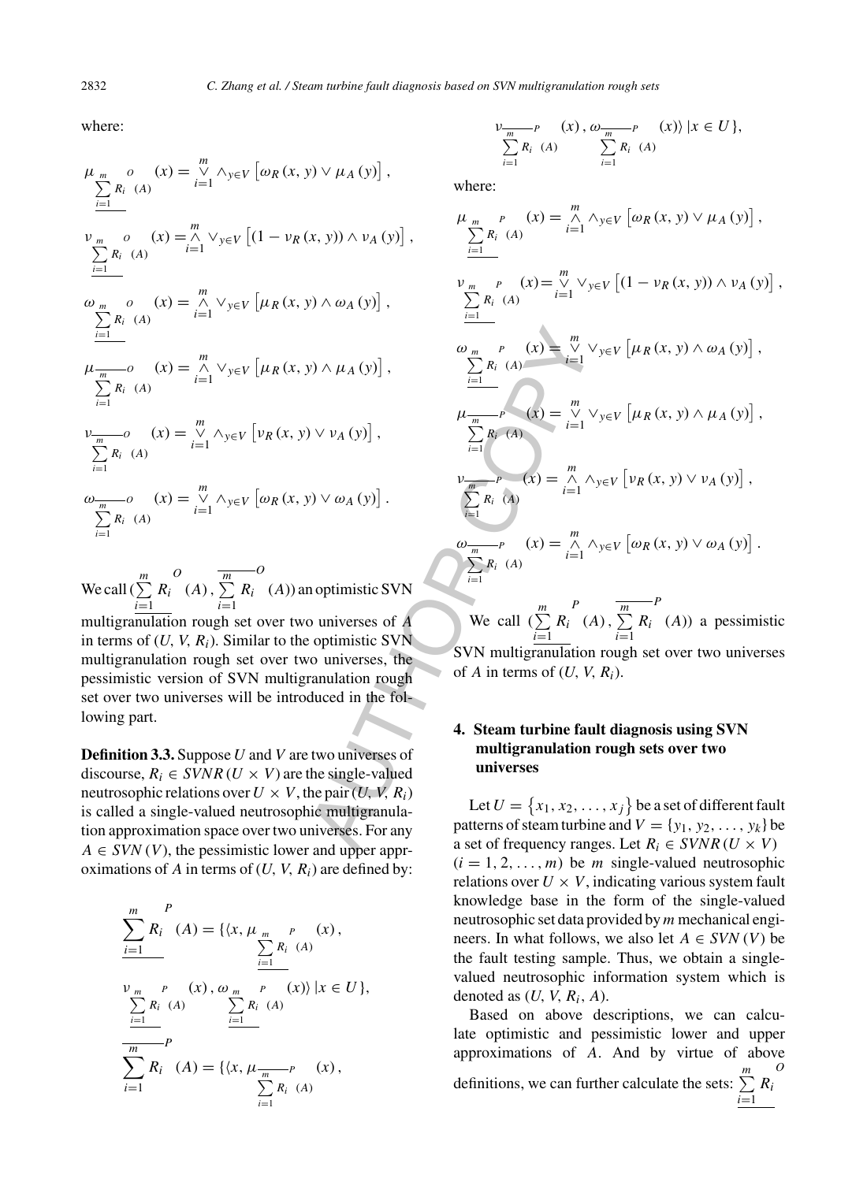where:

$$\mu_{\underline{\sum_{i=1}^{m} R_i}^{O}(A)}(x) = \vee_{i=1}^{m} \wedge_{y \in V} \left[ \omega_R(x, y) \vee \mu_A(y) \right],$$

$$\nu_{\underline{\sum_{i=1}^{m} R_i}^{O}(A)}(x) = \wedge_{i=1}^{m} \vee_{y \in V} \left[ (1 - \nu_R(x, y)) \wedge \nu_A(y) \right],$$

$$\omega_{\underline{\sum_{i=1}^{m} R_i}^{O}(A)}(x) = \wedge_{i=1}^{m} \vee_{y \in V} \left[ \mu_R(x, y) \wedge \omega_A(y) \right],$$

$$\mu_{\overline{\sum_{i=1}^{m} R_i}^{O}(A)}(x) = \wedge_{i=1}^{m} \vee_{y \in V} \left[ \mu_R(x, y) \wedge \mu_A(y) \right],$$

$$\nu_{\overline{\sum_{i=1}^{m} R_i}^{O}(A)}(x) = \vee_{i=1}^{m} \wedge_{y \in V} \left[ \nu_R(x, y) \vee \nu_A(y) \right],$$

$$\omega_{\overline{\sum_{i=1}^{m} R_i}^{O}(A)}(x) = \vee_{i=1}^{m} \wedge_{y \in V} \left[ \omega_R(x, y) \vee \omega_A(y) \right].$$

We call $(\underline{\sum_{i=1}^{m} R_i}^{O}(A), \overline{\sum_{i=1}^{m} R_i}^{O}(A))$ an optimistic SVN multigranulation rough set over two universes of $A$ in terms of $(U, V, R_i)$. Similar to the optimistic SVN multigranulation rough set over two universes, the pessimistic version of SVN multigranulation rough set over two universes will be introduced in the following part.

**Definition 3.3.** Suppose $U$ and $V$ are two universes of discourse, $R_i \in SVNR(U \times V)$ are the single-valued neutrosophic relations over $U \times V$, the pair $(U, V, R_i)$ is called a single-valued neutrosophic multigranulation approximation space over two universes. For any $A \in SVN(V)$, the pessimistic lower and upper approximations of $A$ in terms of $(U, V, R_i)$ are defined by:

$$\underline{\sum_{i=1}^{m} R_i}^{P}(A) = \{\langle x, \mu_{\underline{\sum_{i=1}^{m} R_i}^{P}(A)}(x), \nu_{\underline{\sum_{i=1}^{m} R_i}^{P}(A)}(x), \omega_{\underline{\sum_{i=1}^{m} R_i}^{P}(A)}(x) \rangle \mid x \in U\},$$

$$\overline{\sum_{i=1}^{m} R_i}^{P}(A) = \{\langle x, \mu_{\overline{\sum_{i=1}^{m} R_i}^{P}(A)}(x), \nu_{\overline{\sum_{i=1}^{m} R_i}^{P}(A)}(x), \omega_{\overline{\sum_{i=1}^{m} R_i}^{P}(A)}(x) \rangle \mid x \in U\},$$

where:

$$\mu_{\underline{\sum_{i=1}^{m} R_i}^{P}(A)}(x) = \wedge_{i=1}^{m} \wedge_{y \in V} \left[ \omega_R(x, y) \vee \mu_A(y) \right],$$

$$\nu_{\underline{\sum_{i=1}^{m} R_i}^{P}(A)}(x) = \vee_{i=1}^{m} \vee_{y \in V} \left[ (1 - \nu_R(x, y)) \wedge \nu_A(y) \right],$$

$$\omega_{\underline{\sum_{i=1}^{m} R_i}^{P}(A)}(x) = \vee_{i=1}^{m} \vee_{y \in V} \left[ \mu_R(x, y) \wedge \omega_A(y) \right],$$

$$\mu_{\overline{\sum_{i=1}^{m} R_i}^{P}(A)}(x) = \vee_{i=1}^{m} \vee_{y \in V} \left[ \mu_R(x, y) \wedge \mu_A(y) \right],$$

$$\nu_{\overline{\sum_{i=1}^{m} R_i}^{P}(A)}(x) = \wedge_{i=1}^{m} \wedge_{y \in V} \left[ \nu_R(x, y) \vee \nu_A(y) \right],$$

$$\omega_{\overline{\sum_{i=1}^{m} R_i}^{P}(A)}(x) = \wedge_{i=1}^{m} \wedge_{y \in V} \left[ \omega_R(x, y) \vee \omega_A(y) \right].$$

We call $(\underline{\sum_{i=1}^{m} R_i}^{P}(A), \overline{\sum_{i=1}^{m} R_i}^{P}(A))$ a pessimistic SVN multigranulation rough set over two universes of $A$ in terms of $(U, V, R_i)$.

## 4. Steam turbine fault diagnosis using SVN multigranulation rough sets over two universes

Let $U = \{x_1, x_2, \ldots, x_j\}$ be a set of different fault patterns of steam turbine and $V = \{y_1, y_2, \ldots, y_k\}$ be a set of frequency ranges. Let $R_i \in SVNR(U \times V)$ $(i = 1, 2, \ldots, m)$ be $m$ single-valued neutrosophic relations over $U \times V$, indicating various system fault knowledge base in the form of the single-valued neutrosophic set data provided by $m$ mechanical engineers. In what follows, we also let $A \in SVN(V)$ be the fault testing sample. Thus, we obtain a single-valued neutrosophic information system which is denoted as $(U, V, R_i, A)$.

Based on above descriptions, we can calculate optimistic and pessimistic lower and upper approximations of $A$. And by virtue of above definitions, we can further calculate the sets: $\underline{\sum_{i=1}^{m} R_i}^{O}$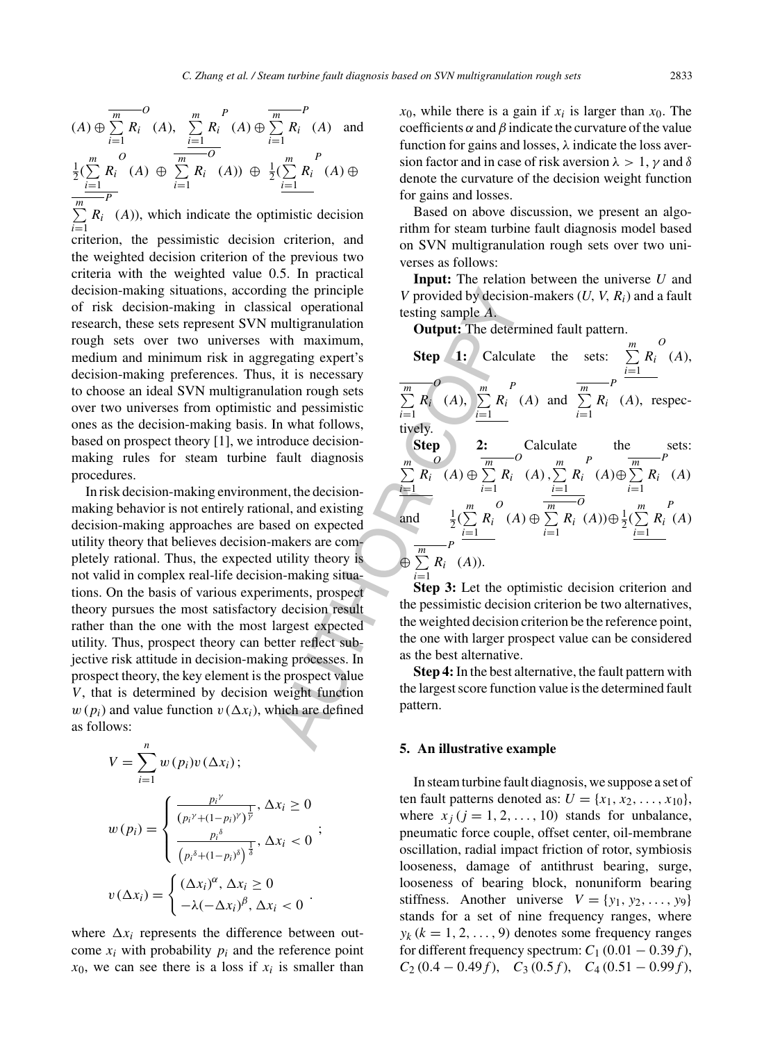$(A) \oplus \overline{\sum_{i=1}^{m} R_i}^{O}(A)$, $\underline{\sum_{i=1}^{m} R_i}^{P}(A) \oplus \overline{\sum_{i=1}^{m} R_i}^{P}(A)$ and $\frac{1}{2}(\underline{\sum_{i=1}^{m} R_i}^{O}(A) \oplus \overline{\sum_{i=1}^{m} R_i}^{O}(A)) \oplus \frac{1}{2}(\underline{\sum_{i=1}^{m} R_i}^{P}(A) \oplus \overline{\sum_{i=1}^{m} R_i}^{P}(A))$, which indicate the optimistic decision criterion, the pessimistic decision criterion, and the weighted decision criterion of the previous two criteria with the weighted value 0.5. In practical decision-making situations, according the principle of risk decision-making in classical operational research, these sets represent SVN multigranulation rough sets over two universes with maximum, medium and minimum risk in aggregating expert's decision-making preferences. Thus, it is necessary to choose an ideal SVN multigranulation rough sets over two universes from optimistic and pessimistic ones as the decision-making basis. In what follows, based on prospect theory [1], we introduce decision-making rules for steam turbine fault diagnosis procedures.

In risk decision-making environment, the decision-making behavior is not entirely rational, and existing decision-making approaches are based on expected utility theory that believes decision-makers are completely rational. Thus, the expected utility theory is not valid in complex real-life decision-making situations. On the basis of various experiments, prospect theory pursues the most satisfactory decision result rather than the one with the most largest expected utility. Thus, prospect theory can better reflect subjective risk attitude in decision-making processes. In prospect theory, the key element is the prospect value $V$, that is determined by decision weight function $w(p_i)$ and value function $v(\Delta x_i)$, which are defined as follows:

$$V = \sum_{i=1}^{n} w(p_i) v(\Delta x_i);$$

$$w(p_i) = \begin{cases} \frac{p_i^{\gamma}}{(p_i^{\gamma} + (1-p_i)^{\gamma})^{\frac{1}{\gamma}}}, \Delta x_i \geq 0 \\ \frac{p_i^{\delta}}{\left(p_i^{\delta} + (1-p_i)^{\delta}\right)^{\frac{1}{\delta}}}, \Delta x_i < 0 \end{cases};$$

$$v(\Delta x_i) = \begin{cases} (\Delta x_i)^{\alpha}, \Delta x_i \geq 0 \\ -\lambda(-\Delta x_i)^{\beta}, \Delta x_i < 0 \end{cases}.$$

where $\Delta x_i$ represents the difference between outcome $x_i$ with probability $p_i$ and the reference point $x_0$, we can see there is a loss if $x_i$ is smaller than $x_0$, while there is a gain if $x_i$ is larger than $x_0$. The coefficients $\alpha$ and $\beta$ indicate the curvature of the value function for gains and losses, $\lambda$ indicate the loss aversion factor and in case of risk aversion $\lambda > 1$, $\gamma$ and $\delta$ denote the curvature of the decision weight function for gains and losses.

Based on above discussion, we present an algorithm for steam turbine fault diagnosis model based on SVN multigranulation rough sets over two universes as follows:

**Input:** The relation between the universe $U$ and $V$ provided by decision-makers $(U, V, R_i)$ and a fault testing sample $A$.

**Output:** The determined fault pattern.

**Step 1:** Calculate the sets: $\underline{\sum_{i=1}^{m} R_i}^{O}(A)$, $\overline{\sum_{i=1}^{m} R_i}^{O}(A)$, $\underline{\sum_{i=1}^{m} R_i}^{P}(A)$ and $\overline{\sum_{i=1}^{m} R_i}^{P}(A)$, respectively.

**Step 2:** Calculate the sets: $\underline{\sum_{i=1}^{m} R_i}^{O}(A) \oplus \overline{\sum_{i=1}^{m} R_i}^{O}(A)$, $\underline{\sum_{i=1}^{m} R_i}^{P}(A) \oplus \overline{\sum_{i=1}^{m} R_i}^{P}(A)$ and $\frac{1}{2}(\underline{\sum_{i=1}^{m} R_i}^{O}(A) \oplus \overline{\sum_{i=1}^{m} R_i}^{O}(A)) \oplus \frac{1}{2}(\underline{\sum_{i=1}^{m} R_i}^{P}(A) \oplus \overline{\sum_{i=1}^{m} R_i}^{P}(A))$.

**Step 3:** Let the optimistic decision criterion and the pessimistic decision criterion be two alternatives, the weighted decision criterion be the reference point, the one with larger prospect value can be considered as the best alternative.

**Step 4:** In the best alternative, the fault pattern with the largest score function value is the determined fault pattern.

## 5. An illustrative example

In steam turbine fault diagnosis, we suppose a set of ten fault patterns denoted as: $U = \{x_1, x_2, \ldots, x_{10}\}$, where $x_j (j = 1, 2, \ldots, 10)$ stands for unbalance, pneumatic force couple, offset center, oil-membrane oscillation, radial impact friction of rotor, symbiosis looseness, damage of antithrust bearing, surge, looseness of bearing block, nonuniform bearing stiffness. Another universe $V = \{y_1, y_2, \ldots, y_9\}$ stands for a set of nine frequency ranges, where $y_k (k = 1, 2, \ldots, 9)$ denotes some frequency ranges for different frequency spectrum: $C_1\,(0.01 - 0.39f)$, $C_2\,(0.4 - 0.49f)$, $C_3\,(0.5f)$, $C_4\,(0.51 - 0.99f)$,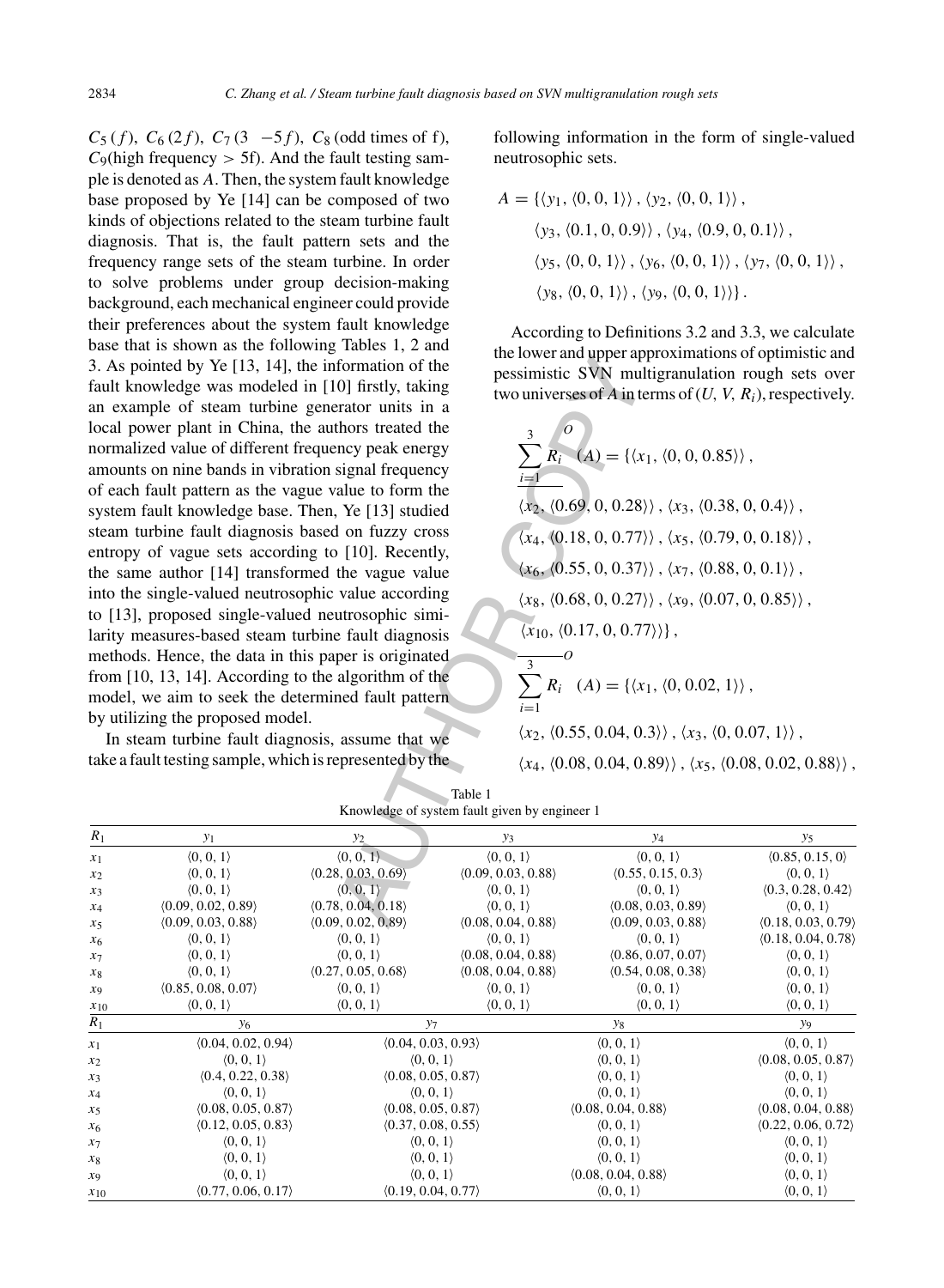$C_5\,(f)$, $C_6\,(2f)$, $C_7\,(3\ -5f)$, $C_8$ (odd times of f), $C_9$(high frequency > 5f). And the fault testing sample is denoted as $A$. Then, the system fault knowledge base proposed by Ye [14] can be composed of two kinds of objections related to the steam turbine fault diagnosis. That is, the fault pattern sets and the frequency range sets of the steam turbine. In order to solve problems under group decision-making background, each mechanical engineer could provide their preferences about the system fault knowledge base that is shown as the following Tables 1, 2 and 3. As pointed by Ye [13, 14], the information of the fault knowledge was modeled in [10] firstly, taking an example of steam turbine generator units in a local power plant in China, the authors treated the normalized value of different frequency peak energy amounts on nine bands in vibration signal frequency of each fault pattern as the vague value to form the system fault knowledge base. Then, Ye [13] studied steam turbine fault diagnosis based on fuzzy cross entropy of vague sets according to [10]. Recently, the same author [14] transformed the vague value into the single-valued neutrosophic value according to [13], proposed single-valued neutrosophic similarity measures-based steam turbine fault diagnosis methods. Hence, the data in this paper is originated from [10, 13, 14]. According to the algorithm of the model, we aim to seek the determined fault pattern by utilizing the proposed model.

In steam turbine fault diagnosis, assume that we take a fault testing sample, which is represented by the following information in the form of single-valued neutrosophic sets.

$$A = \{\langle y_1, \langle 0, 0, 1\rangle\rangle, \langle y_2, \langle 0, 0, 1\rangle\rangle, \langle y_3, \langle 0.1, 0, 0.9\rangle\rangle, \langle y_4, \langle 0.9, 0, 0.1\rangle\rangle, \langle y_5, \langle 0, 0, 1\rangle\rangle, \langle y_6, \langle 0, 0, 1\rangle\rangle, \langle y_7, \langle 0, 0, 1\rangle\rangle, \langle y_8, \langle 0, 0, 1\rangle\rangle, \langle y_9, \langle 0, 0, 1\rangle\rangle\}.$$

According to Definitions 3.2 and 3.3, we calculate the lower and upper approximations of optimistic and pessimistic SVN multigranulation rough sets over two universes of $A$ in terms of $(U, V, R_i)$, respectively.

$$\underline{\sum_{i=1}^{3} R_i}^{O}(A) = \{\langle x_1, \langle 0, 0, 0.85\rangle\rangle, \langle x_2, \langle 0.69, 0, 0.28\rangle\rangle, \langle x_3, \langle 0.38, 0, 0.4\rangle\rangle, \langle x_4, \langle 0.18, 0, 0.77\rangle\rangle, \langle x_5, \langle 0.79, 0, 0.18\rangle\rangle, \langle x_6, \langle 0.55, 0, 0.37\rangle\rangle, \langle x_7, \langle 0.88, 0, 0.1\rangle\rangle, \langle x_8, \langle 0.68, 0, 0.27\rangle\rangle, \langle x_9, \langle 0.07, 0, 0.85\rangle\rangle, \langle x_{10}, \langle 0.17, 0, 0.77\rangle\rangle\},$$

$$\overline{\sum_{i=1}^{3} R_i}^{O}(A) = \{\langle x_1, \langle 0, 0.02, 1\rangle\rangle, \langle x_2, \langle 0.55, 0.04, 0.3\rangle\rangle, \langle x_3, \langle 0, 0.07, 1\rangle\rangle, \langle x_4, \langle 0.08, 0.04, 0.89\rangle\rangle, \langle x_5, \langle 0.08, 0.02, 0.88\rangle\rangle,$$

Table 1
Knowledge of system fault given by engineer 1

| $R_1$ | $y_1$ | $y_2$ | $y_3$ | $y_4$ | $y_5$ |
|---|---|---|---|---|---|
| $x_1$ | ⟨0, 0, 1⟩ | ⟨0, 0, 1⟩ | ⟨0, 0, 1⟩ | ⟨0, 0, 1⟩ | ⟨0.85, 0.15, 0⟩ |
| $x_2$ | ⟨0, 0, 1⟩ | ⟨0.28, 0.03, 0.69⟩ | ⟨0.09, 0.03, 0.88⟩ | ⟨0.55, 0.15, 0.3⟩ | ⟨0, 0, 1⟩ |
| $x_3$ | ⟨0, 0, 1⟩ | ⟨0, 0, 1⟩ | ⟨0, 0, 1⟩ | ⟨0, 0, 1⟩ | ⟨0.3, 0.28, 0.42⟩ |
| $x_4$ | ⟨0.09, 0.02, 0.89⟩ | ⟨0.78, 0.04, 0.18⟩ | ⟨0, 0, 1⟩ | ⟨0.08, 0.03, 0.89⟩ | ⟨0, 0, 1⟩ |
| $x_5$ | ⟨0.09, 0.03, 0.88⟩ | ⟨0.09, 0.02, 0.89⟩ | ⟨0.08, 0.04, 0.88⟩ | ⟨0.09, 0.03, 0.88⟩ | ⟨0.18, 0.03, 0.79⟩ |
| $x_6$ | ⟨0, 0, 1⟩ | ⟨0, 0, 1⟩ | ⟨0, 0, 1⟩ | ⟨0, 0, 1⟩ | ⟨0.18, 0.04, 0.78⟩ |
| $x_7$ | ⟨0, 0, 1⟩ | ⟨0, 0, 1⟩ | ⟨0.08, 0.04, 0.88⟩ | ⟨0.86, 0.07, 0.07⟩ | ⟨0, 0, 1⟩ |
| $x_8$ | ⟨0, 0, 1⟩ | ⟨0.27, 0.05, 0.68⟩ | ⟨0.08, 0.04, 0.88⟩ | ⟨0.54, 0.08, 0.38⟩ | ⟨0, 0, 1⟩ |
| $x_9$ | ⟨0.85, 0.08, 0.07⟩ | ⟨0, 0, 1⟩ | ⟨0, 0, 1⟩ | ⟨0, 0, 1⟩ | ⟨0, 0, 1⟩ |
| $x_{10}$ | ⟨0, 0, 1⟩ | ⟨0, 0, 1⟩ | ⟨0, 0, 1⟩ | ⟨0, 0, 1⟩ | ⟨0, 0, 1⟩ |

| $R_1$ | $y_6$ | $y_7$ | $y_8$ | $y_9$ |
|---|---|---|---|---|
| $x_1$ | ⟨0.04, 0.02, 0.94⟩ | ⟨0.04, 0.03, 0.93⟩ | ⟨0, 0, 1⟩ | ⟨0, 0, 1⟩ |
| $x_2$ | ⟨0, 0, 1⟩ | ⟨0, 0, 1⟩ | ⟨0, 0, 1⟩ | ⟨0.08, 0.05, 0.87⟩ |
| $x_3$ | ⟨0.4, 0.22, 0.38⟩ | ⟨0.08, 0.05, 0.87⟩ | ⟨0, 0, 1⟩ | ⟨0, 0, 1⟩ |
| $x_4$ | ⟨0, 0, 1⟩ | ⟨0, 0, 1⟩ | ⟨0, 0, 1⟩ | ⟨0, 0, 1⟩ |
| $x_5$ | ⟨0.08, 0.05, 0.87⟩ | ⟨0.08, 0.05, 0.87⟩ | ⟨0.08, 0.04, 0.88⟩ | ⟨0.08, 0.04, 0.88⟩ |
| $x_6$ | ⟨0.12, 0.05, 0.83⟩ | ⟨0.37, 0.08, 0.55⟩ | ⟨0, 0, 1⟩ | ⟨0.22, 0.06, 0.72⟩ |
| $x_7$ | ⟨0, 0, 1⟩ | ⟨0, 0, 1⟩ | ⟨0, 0, 1⟩ | ⟨0, 0, 1⟩ |
| $x_8$ | ⟨0, 0, 1⟩ | ⟨0, 0, 1⟩ | ⟨0, 0, 1⟩ | ⟨0, 0, 1⟩ |
| $x_9$ | ⟨0, 0, 1⟩ | ⟨0, 0, 1⟩ | ⟨0.08, 0.04, 0.88⟩ | ⟨0, 0, 1⟩ |
| $x_{10}$ | ⟨0.77, 0.06, 0.17⟩ | ⟨0.19, 0.04, 0.77⟩ | ⟨0, 0, 1⟩ | ⟨0, 0, 1⟩ |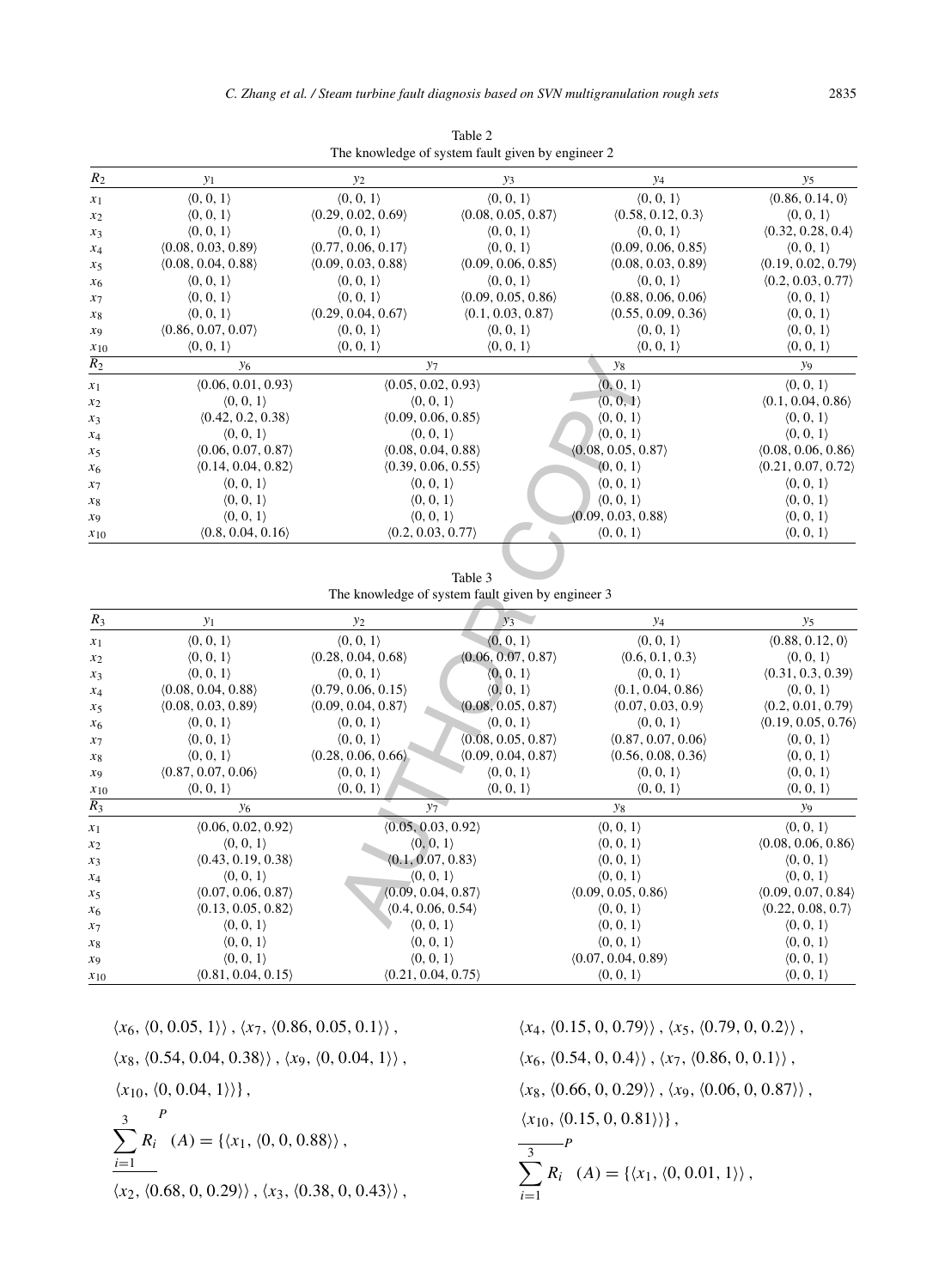Table 2
The knowledge of system fault given by engineer 2

| $R_2$ | $y_1$ | $y_2$ | $y_3$ | $y_4$ | $y_5$ |
|---|---|---|---|---|---|
| $x_1$ | ⟨0, 0, 1⟩ | ⟨0, 0, 1⟩ | ⟨0, 0, 1⟩ | ⟨0, 0, 1⟩ | ⟨0.86, 0.14, 0⟩ |
| $x_2$ | ⟨0, 0, 1⟩ | ⟨0.29, 0.02, 0.69⟩ | ⟨0.08, 0.05, 0.87⟩ | ⟨0.58, 0.12, 0.3⟩ | ⟨0, 0, 1⟩ |
| $x_3$ | ⟨0, 0, 1⟩ | ⟨0, 0, 1⟩ | ⟨0, 0, 1⟩ | ⟨0, 0, 1⟩ | ⟨0.32, 0.28, 0.4⟩ |
| $x_4$ | ⟨0.08, 0.03, 0.89⟩ | ⟨0.77, 0.06, 0.17⟩ | ⟨0, 0, 1⟩ | ⟨0.09, 0.06, 0.85⟩ | ⟨0, 0, 1⟩ |
| $x_5$ | ⟨0.08, 0.04, 0.88⟩ | ⟨0.09, 0.03, 0.88⟩ | ⟨0.09, 0.06, 0.85⟩ | ⟨0.08, 0.03, 0.89⟩ | ⟨0.19, 0.02, 0.79⟩ |
| $x_6$ | ⟨0, 0, 1⟩ | ⟨0, 0, 1⟩ | ⟨0, 0, 1⟩ | ⟨0, 0, 1⟩ | ⟨0.2, 0.03, 0.77⟩ |
| $x_7$ | ⟨0, 0, 1⟩ | ⟨0, 0, 1⟩ | ⟨0.09, 0.05, 0.86⟩ | ⟨0.88, 0.06, 0.06⟩ | ⟨0, 0, 1⟩ |
| $x_8$ | ⟨0, 0, 1⟩ | ⟨0.29, 0.04, 0.67⟩ | ⟨0.1, 0.03, 0.87⟩ | ⟨0.55, 0.09, 0.36⟩ | ⟨0, 0, 1⟩ |
| $x_9$ | ⟨0.86, 0.07, 0.07⟩ | ⟨0, 0, 1⟩ | ⟨0, 0, 1⟩ | ⟨0, 0, 1⟩ | ⟨0, 0, 1⟩ |
| $x_{10}$ | ⟨0, 0, 1⟩ | ⟨0, 0, 1⟩ | ⟨0, 0, 1⟩ | ⟨0, 0, 1⟩ | ⟨0, 0, 1⟩ |

| $R_2$ | $y_6$ | $y_7$ | $y_8$ | $y_9$ |
|---|---|---|---|---|
| $x_1$ | ⟨0.06, 0.01, 0.93⟩ | ⟨0.05, 0.02, 0.93⟩ | ⟨0, 0, 1⟩ | ⟨0, 0, 1⟩ |
| $x_2$ | ⟨0, 0, 1⟩ | ⟨0, 0, 1⟩ | ⟨0, 0, 1⟩ | ⟨0.1, 0.04, 0.86⟩ |
| $x_3$ | ⟨0.42, 0.2, 0.38⟩ | ⟨0.09, 0.06, 0.85⟩ | ⟨0, 0, 1⟩ | ⟨0, 0, 1⟩ |
| $x_4$ | ⟨0, 0, 1⟩ | ⟨0, 0, 1⟩ | ⟨0, 0, 1⟩ | ⟨0, 0, 1⟩ |
| $x_5$ | ⟨0.06, 0.07, 0.87⟩ | ⟨0.08, 0.04, 0.88⟩ | ⟨0.08, 0.05, 0.87⟩ | ⟨0.08, 0.06, 0.86⟩ |
| $x_6$ | ⟨0.14, 0.04, 0.82⟩ | ⟨0.39, 0.06, 0.55⟩ | ⟨0, 0, 1⟩ | ⟨0.21, 0.07, 0.72⟩ |
| $x_7$ | ⟨0, 0, 1⟩ | ⟨0, 0, 1⟩ | ⟨0, 0, 1⟩ | ⟨0, 0, 1⟩ |
| $x_8$ | ⟨0, 0, 1⟩ | ⟨0, 0, 1⟩ | ⟨0, 0, 1⟩ | ⟨0, 0, 1⟩ |
| $x_9$ | ⟨0, 0, 1⟩ | ⟨0, 0, 1⟩ | ⟨0.09, 0.03, 0.88⟩ | ⟨0, 0, 1⟩ |
| $x_{10}$ | ⟨0.8, 0.04, 0.16⟩ | ⟨0.2, 0.03, 0.77⟩ | ⟨0, 0, 1⟩ | ⟨0, 0, 1⟩ |

Table 3
The knowledge of system fault given by engineer 3

| $R_3$ | $y_1$ | $y_2$ | $y_3$ | $y_4$ | $y_5$ |
|---|---|---|---|---|---|
| $x_1$ | ⟨0, 0, 1⟩ | ⟨0, 0, 1⟩ | ⟨0, 0, 1⟩ | ⟨0, 0, 1⟩ | ⟨0.88, 0.12, 0⟩ |
| $x_2$ | ⟨0, 0, 1⟩ | ⟨0.28, 0.04, 0.68⟩ | ⟨0.06, 0.07, 0.87⟩ | ⟨0.6, 0.1, 0.3⟩ | ⟨0, 0, 1⟩ |
| $x_3$ | ⟨0, 0, 1⟩ | ⟨0, 0, 1⟩ | ⟨0, 0, 1⟩ | ⟨0, 0, 1⟩ | ⟨0.31, 0.3, 0.39⟩ |
| $x_4$ | ⟨0.08, 0.04, 0.88⟩ | ⟨0.79, 0.06, 0.15⟩ | ⟨0, 0, 1⟩ | ⟨0.1, 0.04, 0.86⟩ | ⟨0, 0, 1⟩ |
| $x_5$ | ⟨0.08, 0.03, 0.89⟩ | ⟨0.09, 0.04, 0.87⟩ | ⟨0.08, 0.05, 0.87⟩ | ⟨0.07, 0.03, 0.9⟩ | ⟨0.2, 0.01, 0.79⟩ |
| $x_6$ | ⟨0, 0, 1⟩ | ⟨0, 0, 1⟩ | ⟨0, 0, 1⟩ | ⟨0, 0, 1⟩ | ⟨0.19, 0.05, 0.76⟩ |
| $x_7$ | ⟨0, 0, 1⟩ | ⟨0, 0, 1⟩ | ⟨0.08, 0.05, 0.87⟩ | ⟨0.87, 0.07, 0.06⟩ | ⟨0, 0, 1⟩ |
| $x_8$ | ⟨0, 0, 1⟩ | ⟨0.28, 0.06, 0.66⟩ | ⟨0.09, 0.04, 0.87⟩ | ⟨0.56, 0.08, 0.36⟩ | ⟨0, 0, 1⟩ |
| $x_9$ | ⟨0.87, 0.07, 0.06⟩ | ⟨0, 0, 1⟩ | ⟨0, 0, 1⟩ | ⟨0, 0, 1⟩ | ⟨0, 0, 1⟩ |
| $x_{10}$ | ⟨0, 0, 1⟩ | ⟨0, 0, 1⟩ | ⟨0, 0, 1⟩ | ⟨0, 0, 1⟩ | ⟨0, 0, 1⟩ |

| $R_3$ | $y_6$ | $y_7$ | $y_8$ | $y_9$ |
|---|---|---|---|---|
| $x_1$ | ⟨0.06, 0.02, 0.92⟩ | ⟨0.05, 0.03, 0.92⟩ | ⟨0, 0, 1⟩ | ⟨0, 0, 1⟩ |
| $x_2$ | ⟨0, 0, 1⟩ | ⟨0, 0, 1⟩ | ⟨0, 0, 1⟩ | ⟨0.08, 0.06, 0.86⟩ |
| $x_3$ | ⟨0.43, 0.19, 0.38⟩ | ⟨0.1, 0.07, 0.83⟩ | ⟨0, 0, 1⟩ | ⟨0, 0, 1⟩ |
| $x_4$ | ⟨0, 0, 1⟩ | ⟨0, 0, 1⟩ | ⟨0, 0, 1⟩ | ⟨0, 0, 1⟩ |
| $x_5$ | ⟨0.07, 0.06, 0.87⟩ | ⟨0.09, 0.04, 0.87⟩ | ⟨0.09, 0.05, 0.86⟩ | ⟨0.09, 0.07, 0.84⟩ |
| $x_6$ | ⟨0.13, 0.05, 0.82⟩ | ⟨0.4, 0.06, 0.54⟩ | ⟨0, 0, 1⟩ | ⟨0.22, 0.08, 0.7⟩ |
| $x_7$ | ⟨0, 0, 1⟩ | ⟨0, 0, 1⟩ | ⟨0, 0, 1⟩ | ⟨0, 0, 1⟩ |
| $x_8$ | ⟨0, 0, 1⟩ | ⟨0, 0, 1⟩ | ⟨0, 0, 1⟩ | ⟨0, 0, 1⟩ |
| $x_9$ | ⟨0, 0, 1⟩ | ⟨0, 0, 1⟩ | ⟨0.07, 0.04, 0.89⟩ | ⟨0, 0, 1⟩ |
| $x_{10}$ | ⟨0.81, 0.04, 0.15⟩ | ⟨0.21, 0.04, 0.75⟩ | ⟨0, 0, 1⟩ | ⟨0, 0, 1⟩ |

$\langle x_6, \langle 0, 0.05, 1\rangle\rangle, \langle x_7, \langle 0.86, 0.05, 0.1\rangle\rangle,$

$\langle x_8, \langle 0.54, 0.04, 0.38\rangle\rangle, \langle x_9, \langle 0, 0.04, 1\rangle\rangle,$

$\langle x_{10}, \langle 0, 0.04, 1\rangle\rangle\},$

$$\underline{\sum_{i=1}^{3} R_i}^{P}(A) = \{\langle x_1, \langle 0, 0, 0.88\rangle\rangle,$$

$\langle x_2, \langle 0.68, 0, 0.29\rangle\rangle, \langle x_3, \langle 0.38, 0, 0.43\rangle\rangle,$

$\langle x_4, \langle 0.15, 0, 0.79\rangle\rangle, \langle x_5, \langle 0.79, 0, 0.2\rangle\rangle,$

$\langle x_6, \langle 0.54, 0, 0.4\rangle\rangle, \langle x_7, \langle 0.86, 0, 0.1\rangle\rangle,$

$\langle x_8, \langle 0.66, 0, 0.29\rangle\rangle, \langle x_9, \langle 0.06, 0, 0.87\rangle\rangle,$

$\langle x_{10}, \langle 0.15, 0, 0.81\rangle\rangle\},$

$$\overline{\sum_{i=1}^{3} R_i}^{P}(A) = \{\langle x_1, \langle 0, 0.01, 1\rangle\rangle,$$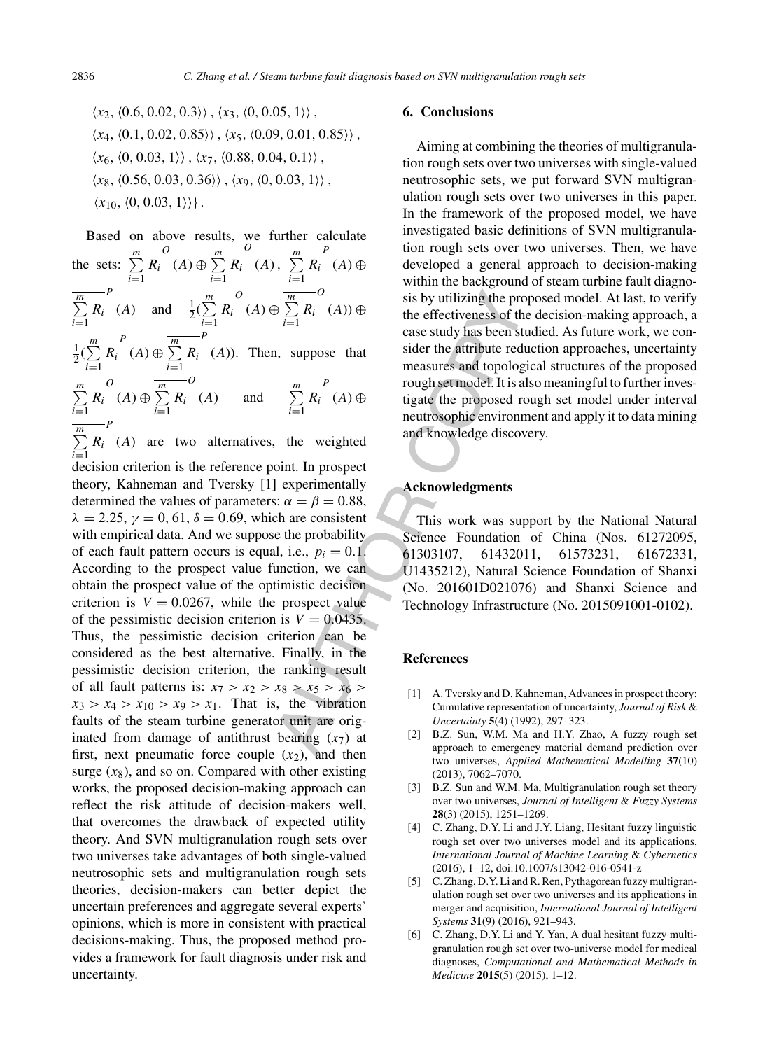$\langle x_2, \langle 0.6, 0.02, 0.3\rangle\rangle$, $\langle x_3, \langle 0, 0.05, 1\rangle\rangle$,
$\langle x_4, \langle 0.1, 0.02, 0.85\rangle\rangle$, $\langle x_5, \langle 0.09, 0.01, 0.85\rangle\rangle$,
$\langle x_6, \langle 0, 0.03, 1\rangle\rangle$, $\langle x_7, \langle 0.88, 0.04, 0.1\rangle\rangle$,
$\langle x_8, \langle 0.56, 0.03, 0.36\rangle\rangle$, $\langle x_9, \langle 0, 0.03, 1\rangle\rangle$,
$\langle x_{10}, \langle 0, 0.03, 1\rangle\rangle\}$.

Based on above results, we further calculate the sets: $\underline{\sum_{i=1}^{m} R_i}^{O}(A) \oplus \overline{\sum_{i=1}^{m} R_i}^{O}(A)$, $\underline{\sum_{i=1}^{m} R_i}^{P}(A) \oplus \overline{\sum_{i=1}^{m} R_i}^{P}(A)$ and $\frac{1}{2}(\underline{\sum_{i=1}^{m} R_i}^{O}(A) \oplus \overline{\sum_{i=1}^{m} R_i}^{O}(A)) \oplus \frac{1}{2}(\underline{\sum_{i=1}^{m} R_i}^{P}(A) \oplus \overline{\sum_{i=1}^{m} R_i}^{P}(A))$. Then, suppose that $\underline{\sum_{i=1}^{m} R_i}^{O}(A) \oplus \overline{\sum_{i=1}^{m} R_i}^{O}(A)$ and $\underline{\sum_{i=1}^{m} R_i}^{P}(A) \oplus \overline{\sum_{i=1}^{m} R_i}^{P}(A)$ are two alternatives, the weighted decision criterion is the reference point. In prospect theory, Kahneman and Tversky [1] experimentally determined the values of parameters: $\alpha = \beta = 0.88$, $\lambda = 2.25$, $\gamma = 0, 61$, $\delta = 0.69$, which are consistent with empirical data. And we suppose the probability of each fault pattern occurs is equal, i.e., $p_i = 0.1$. According to the prospect value function, we can obtain the prospect value of the optimistic decision criterion is $V = 0.0267$, while the prospect value of the pessimistic decision criterion is $V = 0.0435$. Thus, the pessimistic decision criterion can be considered as the best alternative. Finally, in the pessimistic decision criterion, the ranking result of all fault patterns is: $x_7 > x_2 > x_8 > x_5 > x_6 > x_3 > x_4 > x_{10} > x_9 > x_1$. That is, the vibration faults of the steam turbine generator unit are originated from damage of antithrust bearing ($x_7$) at first, next pneumatic force couple ($x_2$), and then surge ($x_8$), and so on. Compared with other existing works, the proposed decision-making approach can reflect the risk attitude of decision-makers well, that overcomes the drawback of expected utility theory. And SVN multigranulation rough sets over two universes take advantages of both single-valued neutrosophic sets and multigranulation rough sets theories, decision-makers can better depict the uncertain preferences and aggregate several experts' opinions, which is more in consistent with practical decisions-making. Thus, the proposed method provides a framework for fault diagnosis under risk and uncertainty.

## 6. Conclusions

Aiming at combining the theories of multigranulation rough sets over two universes with single-valued neutrosophic sets, we put forward SVN multigranulation rough sets over two universes in this paper. In the framework of the proposed model, we have investigated basic definitions of SVN multigranulation rough sets over two universes. Then, we have developed a general approach to decision-making within the background of steam turbine fault diagnosis by utilizing the proposed model. At last, to verify the effectiveness of the decision-making approach, a case study has been studied. As future work, we consider the attribute reduction approaches, uncertainty measures and topological structures of the proposed rough set model. It is also meaningful to further investigate the proposed rough set model under interval neutrosophic environment and apply it to data mining and knowledge discovery.

## Acknowledgments

This work was support by the National Natural Science Foundation of China (Nos. 61272095, 61303107, 61432011, 61573231, 61672331, U1435212), Natural Science Foundation of Shanxi (No. 201601D021076) and Shanxi Science and Technology Infrastructure (No. 2015091001-0102).

## References

[1] A. Tversky and D. Kahneman, Advances in prospect theory: Cumulative representation of uncertainty, *Journal of Risk & Uncertainty* **5**(4) (1992), 297–323.

[2] B.Z. Sun, W.M. Ma and H.Y. Zhao, A fuzzy rough set approach to emergency material demand prediction over two universes, *Applied Mathematical Modelling* **37**(10) (2013), 7062–7070.

[3] B.Z. Sun and W.M. Ma, Multigranulation rough set theory over two universes, *Journal of Intelligent & Fuzzy Systems* **28**(3) (2015), 1251–1269.

[4] C. Zhang, D.Y. Li and J.Y. Liang, Hesitant fuzzy linguistic rough set over two universes model and its applications, *International Journal of Machine Learning & Cybernetics* (2016), 1–12, doi:10.1007/s13042-016-0541-z

[5] C. Zhang, D.Y. Li and R. Ren, Pythagorean fuzzy multigranulation rough set over two universes and its applications in merger and acquisition, *International Journal of Intelligent Systems* **31**(9) (2016), 921–943.

[6] C. Zhang, D.Y. Li and Y. Yan, A dual hesitant fuzzy multigranulation rough set over two-universe model for medical diagnoses, *Computational and Mathematical Methods in Medicine* **2015**(5) (2015), 1–12.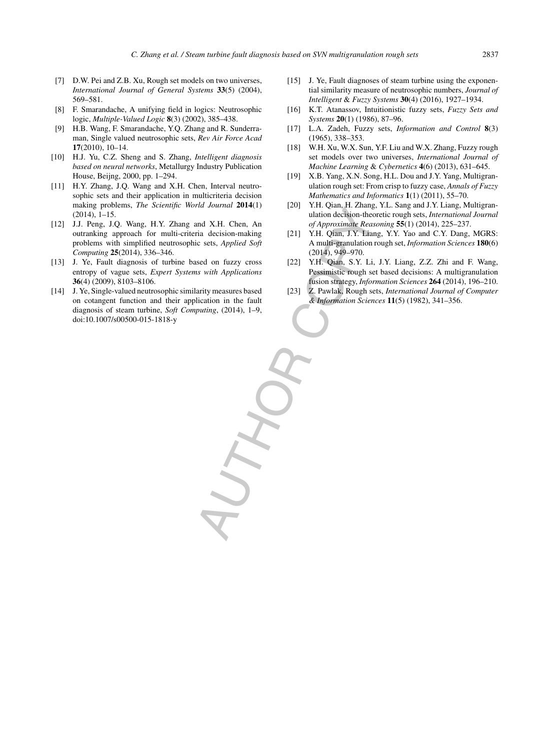[7] D.W. Pei and Z.B. Xu, Rough set models on two universes, *International Journal of General Systems* **33**(5) (2004), 569–581.

[8] F. Smarandache, A unifying field in logics: Neutrosophic logic, *Multiple-Valued Logic* **8**(3) (2002), 385–438.

[9] H.B. Wang, F. Smarandache, Y.Q. Zhang and R. Sunderraman, Single valued neutrosophic sets, *Rev Air Force Acad* **17**(2010), 10–14.

[10] H.J. Yu, C.Z. Sheng and S. Zhang, *Intelligent diagnosis based on neural networks*, Metallurgy Industry Publication House, Beijng, 2000, pp. 1–294.

[11] H.Y. Zhang, J.Q. Wang and X.H. Chen, Interval neutrosophic sets and their application in multicriteria decision making problems, *The Scientific World Journal* **2014**(1) (2014), 1–15.

[12] J.J. Peng, J.Q. Wang, H.Y. Zhang and X.H. Chen, An outranking approach for multi-criteria decision-making problems with simplified neutrosophic sets, *Applied Soft Computing* **25**(2014), 336–346.

[13] J. Ye, Fault diagnosis of turbine based on fuzzy cross entropy of vague sets, *Expert Systems with Applications* **36**(4) (2009), 8103–8106.

[14] J. Ye, Single-valued neutrosophic similarity measures based on cotangent function and their application in the fault diagnosis of steam turbine, *Soft Computing*, (2014), 1–9, doi:10.1007/s00500-015-1818-y

[15] J. Ye, Fault diagnoses of steam turbine using the exponential similarity measure of neutrosophic numbers, *Journal of Intelligent* & *Fuzzy Systems* **30**(4) (2016), 1927–1934.

[16] K.T. Atanassov, Intuitionistic fuzzy sets, *Fuzzy Sets and Systems* **20**(1) (1986), 87–96.

[17] L.A. Zadeh, Fuzzy sets, *Information and Control* **8**(3) (1965), 338–353.

[18] W.H. Xu, W.X. Sun, Y.F. Liu and W.X. Zhang, Fuzzy rough set models over two universes, *International Journal of Machine Learning* & *Cybernetics* **4**(6) (2013), 631–645.

[19] X.B. Yang, X.N. Song, H.L. Dou and J.Y. Yang, Multigranulation rough set: From crisp to fuzzy case, *Annals of Fuzzy Mathematics and Informatics* **1**(1) (2011), 55–70.

[20] Y.H. Qian, H. Zhang, Y.L. Sang and J.Y. Liang, Multigranulation decision-theoretic rough sets, *International Journal of Approximate Reasoning* **55**(1) (2014), 225–237.

[21] Y.H. Qian, J.Y. Liang, Y.Y. Yao and C.Y. Dang, MGRS: A multi-granulation rough set, *Information Sciences* **180**(6) (2014), 949–970.

[22] Y.H. Qian, S.Y. Li, J.Y. Liang, Z.Z. Zhi and F. Wang, Pessimistic rough set based decisions: A multigranulation fusion strategy, *Information Sciences* **264** (2014), 196–210.

[23] Z. Pawlak, Rough sets, *International Journal of Computer & Information Sciences* **11**(5) (1982), 341–356.